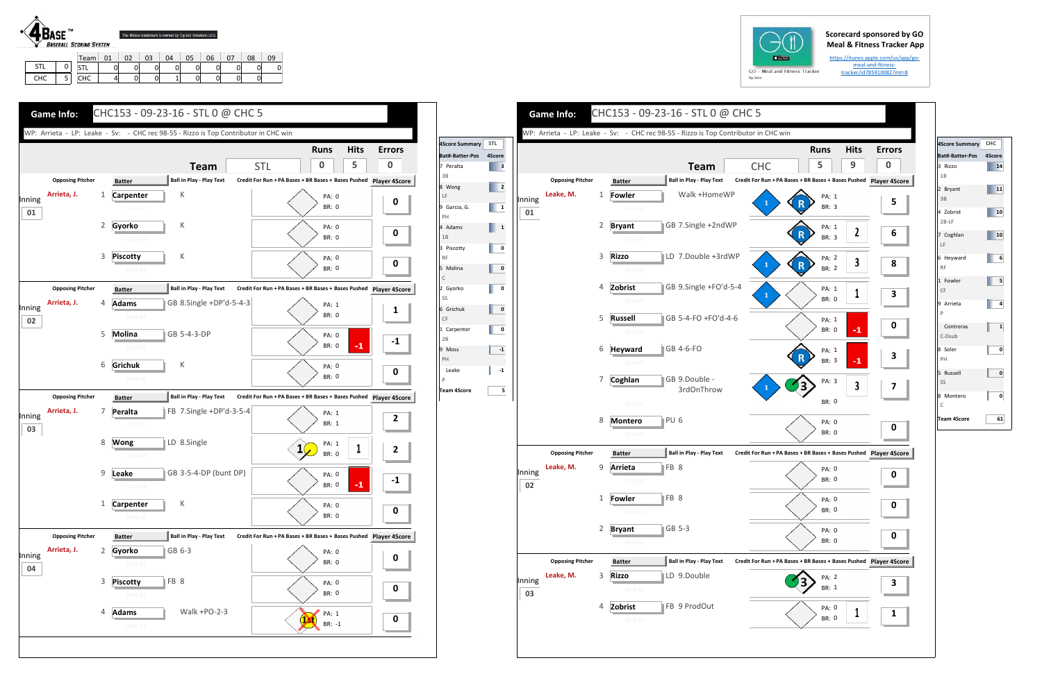4BASE™ BASEBALL SCORING SYSTEM

The 4Base trademark is owned by Cycled Solutions LLC

| | | Team | 01 | 02 | 03 | 04 | 05 | 06 | 07 | 08 | 09 |
|---|---|---|---|---|---|---|---|---|---|---|---|
| STL | 0 | STL | 0 | 0 | 0 | 0 | 0 | 0 | 0 | 0 | 0 |
| CHC | 5 | CHC | 4 | 0 | 0 | 1 | 0 | 0 | 0 | 0 | |

Scorecard sponsored by GO Meal & Fitness Tracker App

GO - Meal and Fitness Tracker

https://itunes.apple.com/us/app/go-meal-and-fitness-tracker/id785910082?mt=8

## Game Info: CHC153 - 09-23-16 - STL 0 @ CHC 5

WP: Arrieta - LP: Leake - Sv: - CHC rec 98-55 - Rizzo is Top Contributor in CHC win

| Team | Runs | Hits | Errors |
|---|---|---|---|
| STL | 0 | 5 | 0 |

| Inning | Opposing Pitcher | # | Batter | Ball in Play - Play Text | PA | BR | Player 4Score |
|---|---|---|---|---|---|---|---|
| 01 | Arrieta, J. | 1 | Carpenter | K | 0 | 0 | 0 |
| | | 2 | Gyorko | K | 0 | 0 | 0 |
| | | 3 | Piscotty | K | 0 | 0 | 0 |
| 02 | Arrieta, J. | 4 | Adams | GB 8.Single +DP'd-5-4-3 | 1 | 0 | 1 |
| | | 5 | Molina | GB 5-4-3-DP | 0 | 0 (-1) | -1 |
| | | 6 | Grichuk | K | 0 | 0 | 0 |
| 03 | Arrieta, J. | 7 | Peralta | FB 7.Single +DP'd-3-5-4 | 1 | 1 | 2 |
| | | 8 | Wong | LD 8.Single | 1 | 0 (1) | 2 |
| | | 9 | Leake | GB 3-5-4-DP (bunt DP) | 0 | 0 (-1) | -1 |
| | | 1 | Carpenter | K | 0 | 0 | 0 |
| 04 | Arrieta, J. | 2 | Gyorko | GB 6-3 | 0 | 0 | 0 |
| | | 3 | Piscotty | FB 8 | 0 | 0 | 0 |
| | | 4 | Adams | Walk +PO-2-3 | 1 | -1 | 0 |

| 4Score Summary STL | 4Score |
|---|---|
| 7 Peralta 3B | 3 |
| 8 Wong LF | 2 |
| 9 Garcia, G. PH | 1 |
| 4 Adams 1B | 1 |
| 3 Piscotty RF | 0 |
| 5 Molina C | 0 |
| 2 Gyorko SS | 0 |
| 6 Grichuk CF | 0 |
| 1 Carpenter 2B | 0 |
| 9 Moss PH | -1 |
| Leake P | -1 |
| Team 4Score | 5 |

## Game Info: CHC153 - 09-23-16 - STL 0 @ CHC 5

WP: Arrieta - LP: Leake - Sv: - CHC rec 98-55 - Rizzo is Top Contributor in CHC win

| Team | Runs | Hits | Errors |
|---|---|---|---|
| CHC | 5 | 9 | 0 |

| Inning | Opposing Pitcher | # | Batter | Ball in Play - Play Text | PA | BR | Player 4Score |
|---|---|---|---|---|---|---|---|
| 01 | Leake, M. | 1 | Fowler | Walk +HomeWP | 1 | 3 | 5 |
| | | 2 | Bryant | GB 7.Single +2ndWP | 1 | 3 (2) | 6 |
| | | 3 | Rizzo | LD 7.Double +3rdWP | 2 | 2 (3) | 8 |
| | | 4 | Zobrist | GB 9.Single +FO'd-5-4 | 1 | 0 (1) | 3 |
| | | 5 | Russell | GB 5-4-FO +FO'd-4-6 | 1 | 0 (-1) | 0 |
| | | 6 | Heyward | GB 4-6-FO | 1 | 3 (-1) | 3 |
| | | 7 | Coghlan | GB 9.Double - 3rdOnThrow | 3 | 0 (3) | 7 |
| | | 8 | Montero | PU 6 | 0 | 0 | 0 |
| 02 | Leake, M. | 9 | Arrieta | FB 8 | 0 | 0 | 0 |
| | | 1 | Fowler | FB 8 | 0 | 0 | 0 |
| | | 2 | Bryant | GB 5-3 | 0 | 0 | 0 |
| 03 | Leake, M. | 3 | Rizzo | LD 9.Double | 2 | 1 | 3 |
| | | 4 | Zobrist | FB 9 ProdOut | 0 | 0 (1) | 1 |

| 4Score Summary CHC | 4Score |
|---|---|
| 3 Rizzo 1B | 14 |
| 2 Bryant 3B | 11 |
| 4 Zobrist 2B-LF | 10 |
| 7 Coghlan LF | 10 |
| 6 Heyward RF | 6 |
| 1 Fowler CF | 5 |
| 9 Arrieta P | 4 |
| Contreras C-Dsub | 1 |
| 8 Soler PH | 0 |
| 5 Russell SS | 0 |
| 8 Montero C | 0 |
| Team 4Score | 61 |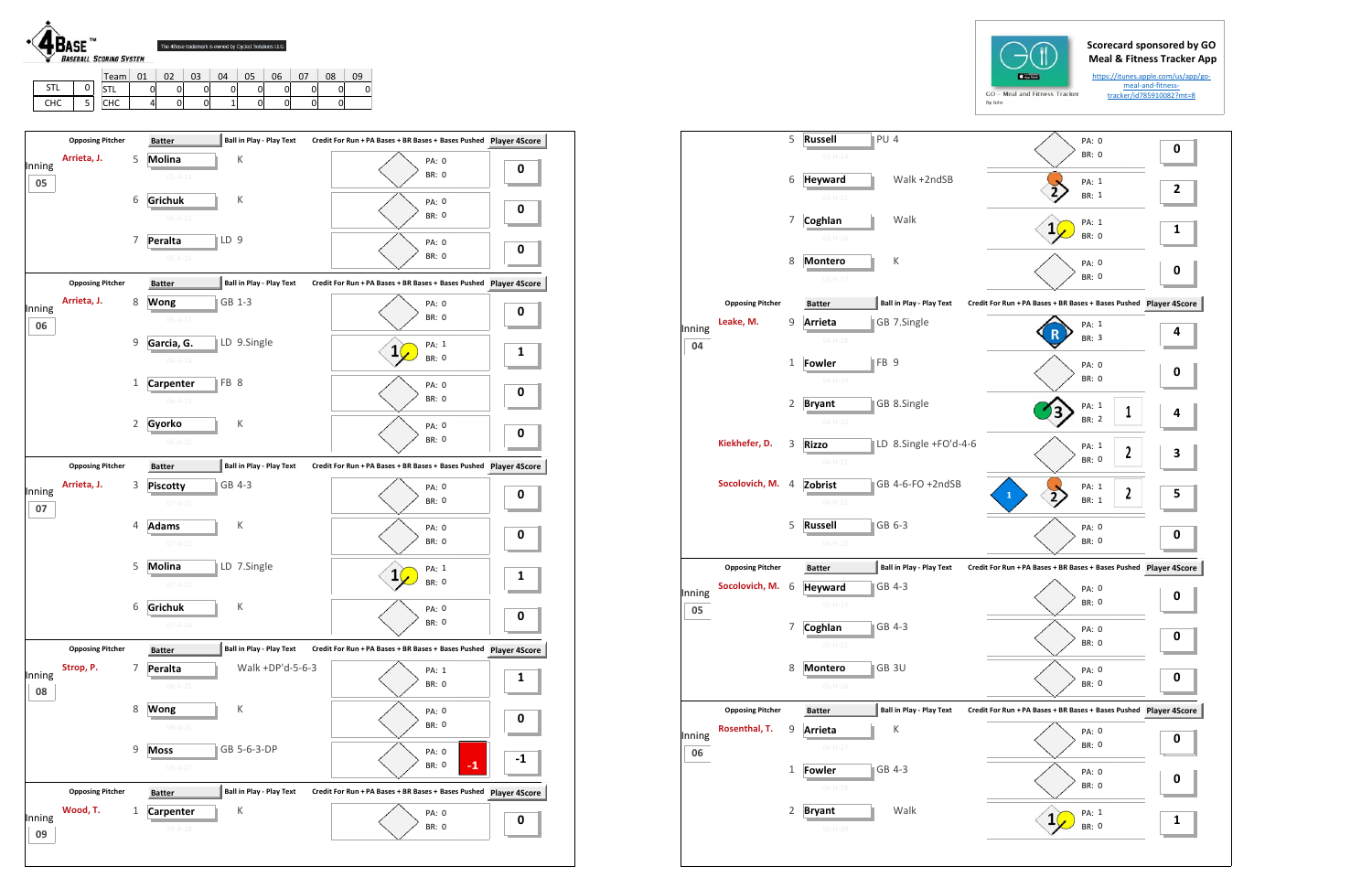**4BASE™ BASEBALL SCORING SYSTEM**

The 4Base trademark is owned by Cycled Solutions LLC

| | | Team | 01 | 02 | 03 | 04 | 05 | 06 | 07 | 08 | 09 |
|---|---|---|---|---|---|---|---|---|---|---|---|
| STL | 0 | STL | 0 | 0 | 0 | 0 | 0 | 0 | 0 | 0 | 0 |
| CHC | 5 | CHC | 4 | 0 | 0 | 1 | 0 | 0 | 0 | 0 | |

Scorecard sponsored by GO Meal & Fitness Tracker App

https://itunes.apple.com/us/app/go-meal-and-fitness-tracker/id785910082?mt=8

GO - Meal and Fitness Tracker

## STL

| Inning | Opposing Pitcher | # | Batter | Ball in Play - Play Text | PA | BR | Bases Pushed | Player 4Score |
|---|---|---|---|---|---|---|---|---|
| 05 | Arrieta, J. | 5 | Molina | K | 0 | 0 | | 0 |
| | | 6 | Grichuk | K | 0 | 0 | | 0 |
| | | 7 | Peralta | LD 9 | 0 | 0 | | 0 |
| 06 | Arrieta, J. | 8 | Wong | GB 1-3 | 0 | 0 | | 0 |
| | | 9 | Garcia, G. | LD 9.Single | 1 | 0 | | 1 |
| | | 1 | Carpenter | FB 8 | 0 | 0 | | 0 |
| | | 2 | Gyorko | K | 0 | 0 | | 0 |
| 07 | Arrieta, J. | 3 | Piscotty | GB 4-3 | 0 | 0 | | 0 |
| | | 4 | Adams | K | 0 | 0 | | 0 |
| | | 5 | Molina | LD 7.Single | 1 | 0 | | 1 |
| | | 6 | Grichuk | K | 0 | 0 | | 0 |
| 08 | Strop, P. | 7 | Peralta | Walk +DP'd-5-6-3 | 1 | 0 | | 1 |
| | | 8 | Wong | K | 0 | 0 | | 0 |
| | | 9 | Moss | GB 5-6-3-DP | 0 | 0 | -1 | -1 |
| 09 | Wood, T. | 1 | Carpenter | K | 0 | 0 | | 0 |

## CHC

| Inning | Opposing Pitcher | # | Batter | Ball in Play - Play Text | PA | BR | Bases Pushed | Player 4Score |
|---|---|---|---|---|---|---|---|---|
| | | 5 | Russell | PU 4 | 0 | 0 | | 0 |
| | | 6 | Heyward | Walk +2ndSB | 1 | 1 | | 2 |
| | | 7 | Coghlan | Walk | 1 | 0 | | 1 |
| | | 8 | Montero | K | 0 | 0 | | 0 |
| 04 | Leake, M. | 9 | Arrieta | GB 7.Single | 1 | 3 | | 4 |
| | | 1 | Fowler | FB 9 | 0 | 0 | | 0 |
| | | 2 | Bryant | GB 8.Single | 1 | 2 | 1 | 4 |
| | Kiekhefer, D. | 3 | Rizzo | LD 8.Single +FO'd-4-6 | 1 | 0 | 2 | 3 |
| | Socolovich, M. | 4 | Zobrist | GB 4-6-FO +2ndSB | 1 | 1 | 2 | 5 |
| | | 5 | Russell | GB 6-3 | 0 | 0 | | 0 |
| 05 | Socolovich, M. | 6 | Heyward | GB 4-3 | 0 | 0 | | 0 |
| | | 7 | Coghlan | GB 4-3 | 0 | 0 | | 0 |
| | | 8 | Montero | GB 3U | 0 | 0 | | 0 |
| 06 | Rosenthal, T. | 9 | Arrieta | K | 0 | 0 | | 0 |
| | | 1 | Fowler | GB 4-3 | 0 | 0 | | 0 |
| | | 2 | Bryant | Walk | 1 | 0 | | 1 |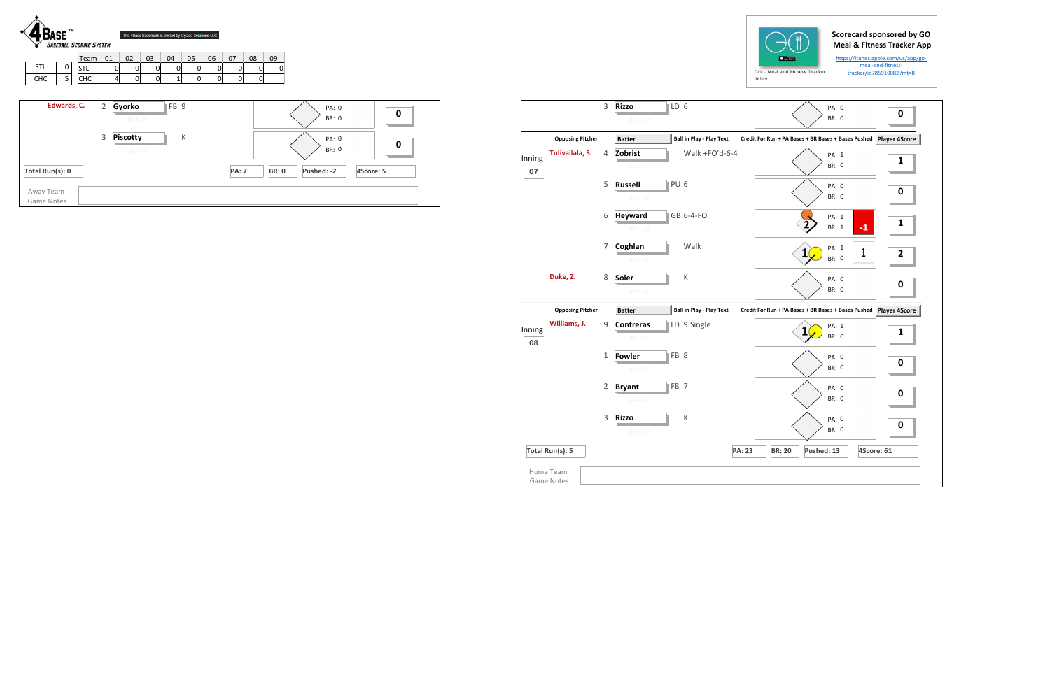**4BASE™ BASEBALL SCORING SYSTEM**

The 4Base trademark is owned by Cycled Solutions LLC

| | |
|---|---|
| STL | 0 |
| CHC | 5 |

| Team | 01 | 02 | 03 | 04 | 05 | 06 | 07 | 08 | 09 |
|---|---|---|---|---|---|---|---|---|---|
| STL | 0 | 0 | 0 | 0 | 0 | 0 | 0 | 0 | 0 |
| CHC | 4 | 0 | 0 | 1 | 0 | 0 | 0 | 0 | |

| Opposing Pitcher | # | Batter | Ball in Play - Play Text | Credit For Run + PA Bases + BR Bases + Bases Pushed | Player 4Score |
|---|---|---|---|---|---|
| Edwards, C. | 2 | Gyorko | FB 9 | PA: 0 BR: 0 | 0 |
| | 3 | Piscotty | K | PA: 0 BR: 0 | 0 |

Total Run(s): 0 | PA: 7 | BR: 0 | Pushed: -2 | 4Score: 5

Away Team Game Notes

**Scorecard sponsored by GO Meal & Fitness Tracker App**

GO - Meal and Fitness Tracker

https://itunes.apple.com/us/app/go-meal-and-fitness-tracker/id785910082?mt=8

| Inning | Opposing Pitcher | # | Batter | Ball in Play - Play Text | Credit For Run + PA Bases + BR Bases + Bases Pushed | Player 4Score |
|---|---|---|---|---|---|---|
| | | 3 | Rizzo | LD 6 | PA: 0 BR: 0 | 0 |
| 07 | Tulivailala, S. | 4 | Zobrist | Walk +FO'd-6-4 | PA: 1 BR: 0 | 1 |
| | | 5 | Russell | PU 6 | PA: 0 BR: 0 | 0 |
| | | 6 | Heyward | GB 6-4-FO | 2 PA: 1 BR: 1 -1 | 1 |
| | | 7 | Coghlan | Walk | 1 PA: 1 BR: 0 1 | 2 |
| | Duke, Z. | 8 | Soler | K | PA: 0 BR: 0 | 0 |
| 08 | Williams, J. | 9 | Contreras | LD 9.Single | 1 PA: 1 BR: 0 | 1 |
| | | 1 | Fowler | FB 8 | PA: 0 BR: 0 | 0 |
| | | 2 | Bryant | FB 7 | PA: 0 BR: 0 | 0 |
| | | 3 | Rizzo | K | PA: 0 BR: 0 | 0 |

Total Run(s): 5 | PA: 23 | BR: 20 | Pushed: 13 | 4Score: 61

Home Team Game Notes